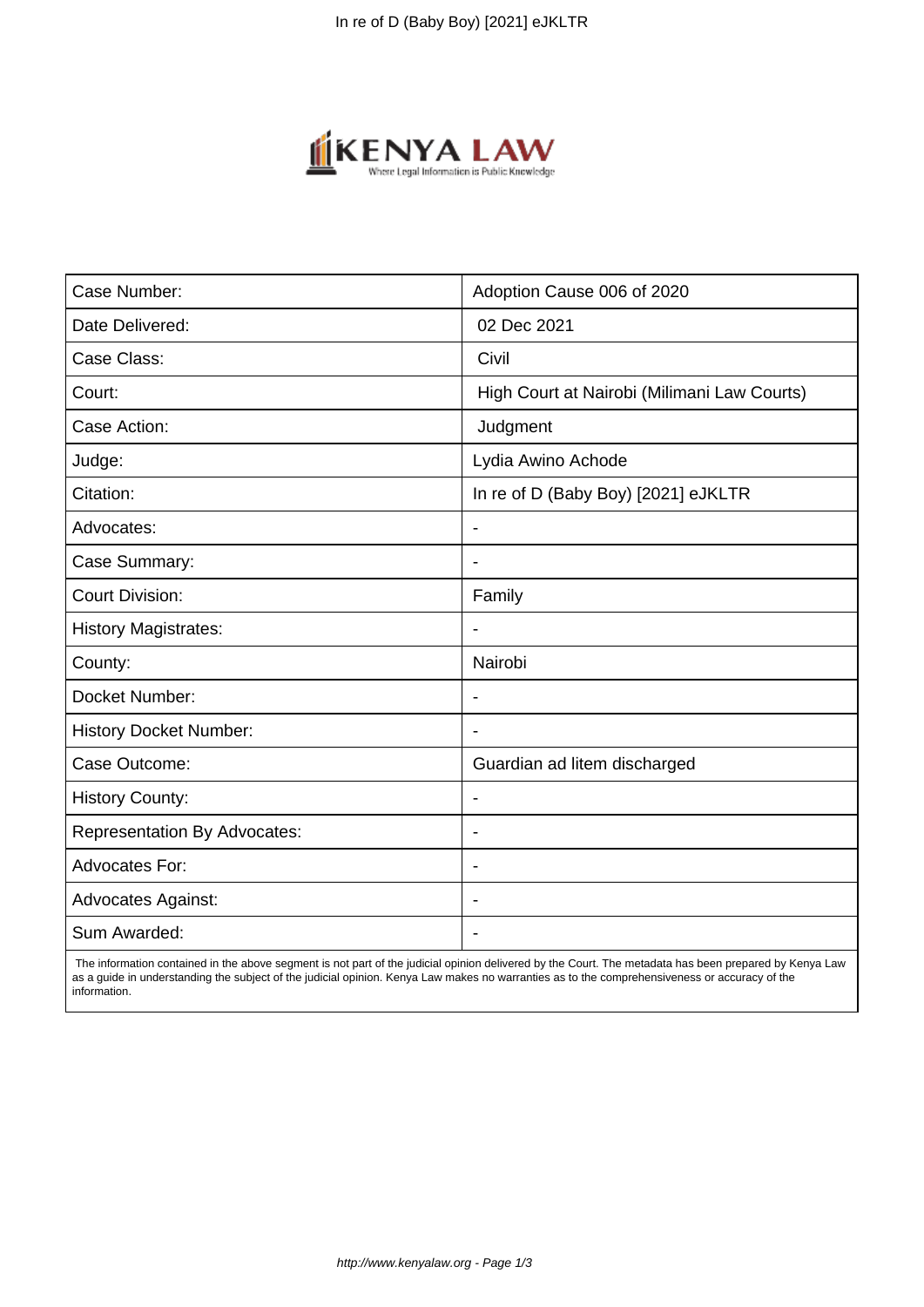| Case Number: | Adoption Cause 006 of 2020 |
|---|---|
| Date Delivered: | 02 Dec 2021 |
| Case Class: | Civil |
| Court: | High Court at Nairobi (Milimani Law Courts) |
| Case Action: | Judgment |
| Judge: | Lydia Awino Achode |
| Citation: | In re of D (Baby Boy) [2021] eJKLTR |
| Advocates: | - |
| Case Summary: | - |
| Court Division: | Family |
| History Magistrates: | - |
| County: | Nairobi |
| Docket Number: | - |
| History Docket Number: | - |
| Case Outcome: | Guardian ad litem discharged |
| History County: | - |
| Representation By Advocates: | - |
| Advocates For: | - |
| Advocates Against: | - |
| Sum Awarded: | - |

The information contained in the above segment is not part of the judicial opinion delivered by the Court. The metadata has been prepared by Kenya Law as a guide in understanding the subject of the judicial opinion. Kenya Law makes no warranties as to the comprehensiveness or accuracy of the information.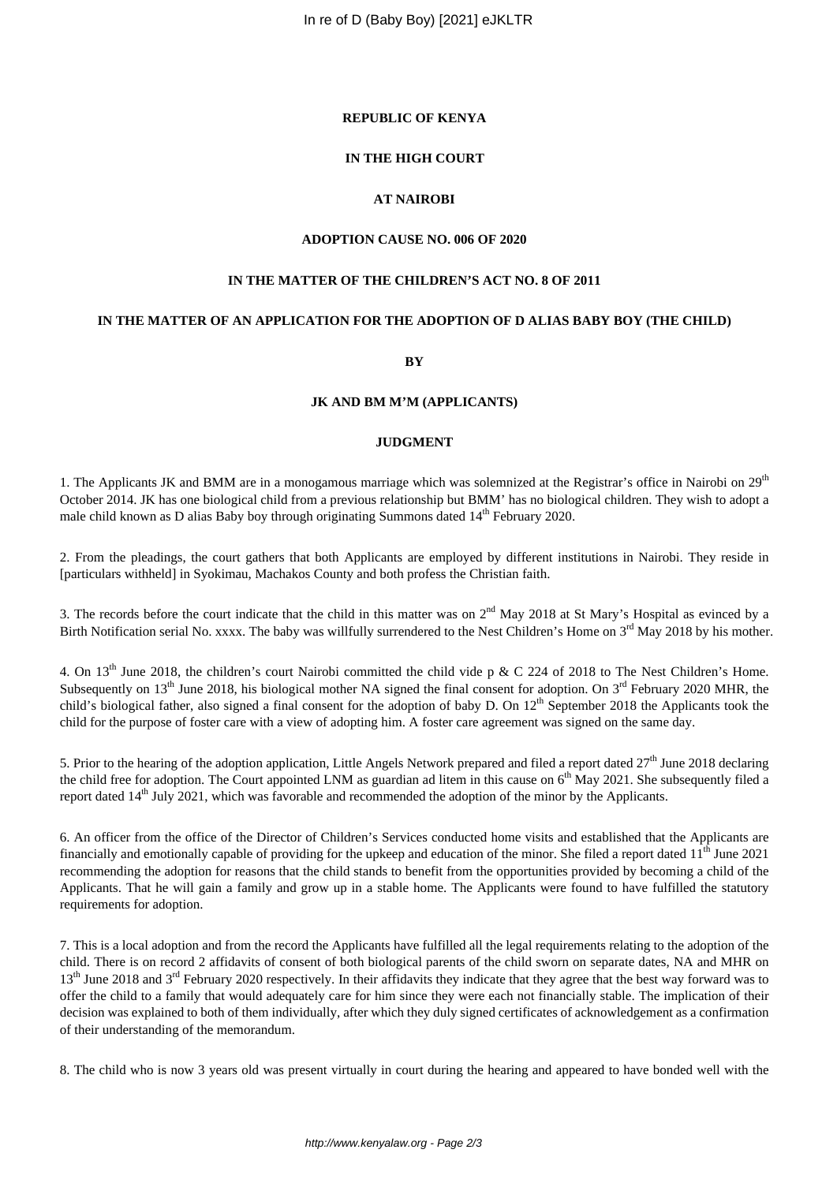**REPUBLIC OF KENYA**

**IN THE HIGH COURT**

**AT NAIROBI**

**ADOPTION CAUSE NO. 006 OF 2020**

**IN THE MATTER OF THE CHILDREN'S ACT NO. 8 OF 2011**

**IN THE MATTER OF AN APPLICATION FOR THE ADOPTION OF D ALIAS BABY BOY (THE CHILD)**

**BY**

**JK AND BM M'M (APPLICANTS)**

**JUDGMENT**

1. The Applicants JK and BMM are in a monogamous marriage which was solemnized at the Registrar's office in Nairobi on 29th October 2014. JK has one biological child from a previous relationship but BMM' has no biological children. They wish to adopt a male child known as D alias Baby boy through originating Summons dated 14th February 2020.

2. From the pleadings, the court gathers that both Applicants are employed by different institutions in Nairobi. They reside in [particulars withheld] in Syokimau, Machakos County and both profess the Christian faith.

3. The records before the court indicate that the child in this matter was on 2nd May 2018 at St Mary's Hospital as evinced by a Birth Notification serial No. xxxx. The baby was willfully surrendered to the Nest Children's Home on 3rd May 2018 by his mother.

4. On 13th June 2018, the children's court Nairobi committed the child vide p & C 224 of 2018 to The Nest Children's Home. Subsequently on 13th June 2018, his biological mother NA signed the final consent for adoption. On 3rd February 2020 MHR, the child's biological father, also signed a final consent for the adoption of baby D. On 12th September 2018 the Applicants took the child for the purpose of foster care with a view of adopting him. A foster care agreement was signed on the same day.

5. Prior to the hearing of the adoption application, Little Angels Network prepared and filed a report dated 27th June 2018 declaring the child free for adoption. The Court appointed LNM as guardian ad litem in this cause on 6th May 2021. She subsequently filed a report dated 14th July 2021, which was favorable and recommended the adoption of the minor by the Applicants.

6. An officer from the office of the Director of Children's Services conducted home visits and established that the Applicants are financially and emotionally capable of providing for the upkeep and education of the minor. She filed a report dated 11th June 2021 recommending the adoption for reasons that the child stands to benefit from the opportunities provided by becoming a child of the Applicants. That he will gain a family and grow up in a stable home. The Applicants were found to have fulfilled the statutory requirements for adoption.

7. This is a local adoption and from the record the Applicants have fulfilled all the legal requirements relating to the adoption of the child. There is on record 2 affidavits of consent of both biological parents of the child sworn on separate dates, NA and MHR on 13th June 2018 and 3rd February 2020 respectively. In their affidavits they indicate that they agree that the best way forward was to offer the child to a family that would adequately care for him since they were each not financially stable. The implication of their decision was explained to both of them individually, after which they duly signed certificates of acknowledgement as a confirmation of their understanding of the memorandum.

8. The child who is now 3 years old was present virtually in court during the hearing and appeared to have bonded well with the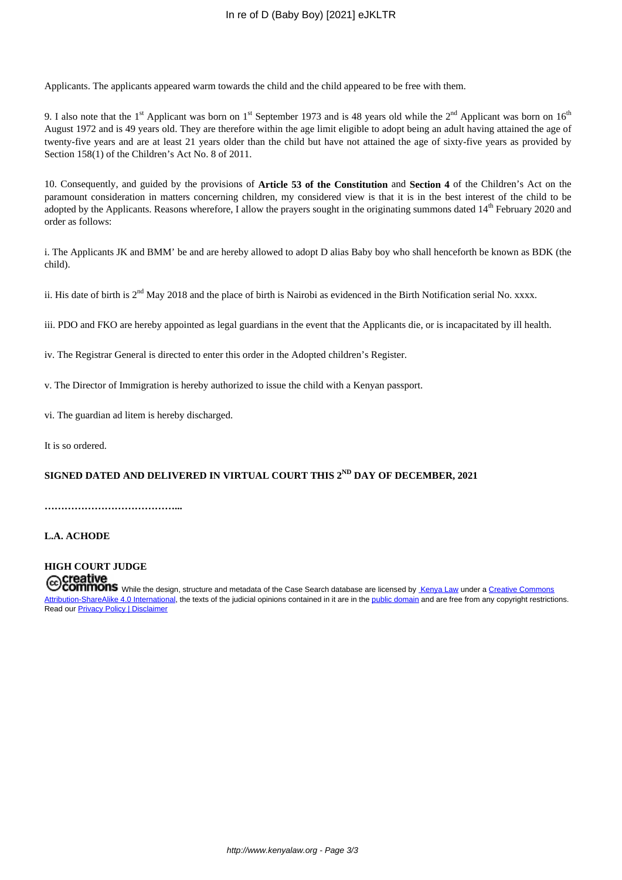Applicants. The applicants appeared warm towards the child and the child appeared to be free with them.

9. I also note that the 1st Applicant was born on 1st September 1973 and is 48 years old while the 2nd Applicant was born on 16th August 1972 and is 49 years old. They are therefore within the age limit eligible to adopt being an adult having attained the age of twenty-five years and are at least 21 years older than the child but have not attained the age of sixty-five years as provided by Section 158(1) of the Children's Act No. 8 of 2011.

10. Consequently, and guided by the provisions of **Article 53 of the Constitution** and **Section 4** of the Children's Act on the paramount consideration in matters concerning children, my considered view is that it is in the best interest of the child to be adopted by the Applicants. Reasons wherefore, I allow the prayers sought in the originating summons dated 14th February 2020 and order as follows:

i. The Applicants JK and BMM' be and are hereby allowed to adopt D alias Baby boy who shall henceforth be known as BDK (the child).

ii. His date of birth is 2nd May 2018 and the place of birth is Nairobi as evidenced in the Birth Notification serial No. xxxx.

iii. PDO and FKO are hereby appointed as legal guardians in the event that the Applicants die, or is incapacitated by ill health.

iv. The Registrar General is directed to enter this order in the Adopted children's Register.

v. The Director of Immigration is hereby authorized to issue the child with a Kenyan passport.

vi. The guardian ad litem is hereby discharged.

It is so ordered.

**SIGNED DATED AND DELIVERED IN VIRTUAL COURT THIS 2ND DAY OF DECEMBER, 2021**

**………………………………...**

**L.A. ACHODE**

**HIGH COURT JUDGE**

While the design, structure and metadata of the Case Search database are licensed by Kenya Law under a Creative Commons Attribution-ShareAlike 4.0 International, the texts of the judicial opinions contained in it are in the public domain and are free from any copyright restrictions. Read our Privacy Policy | Disclaimer